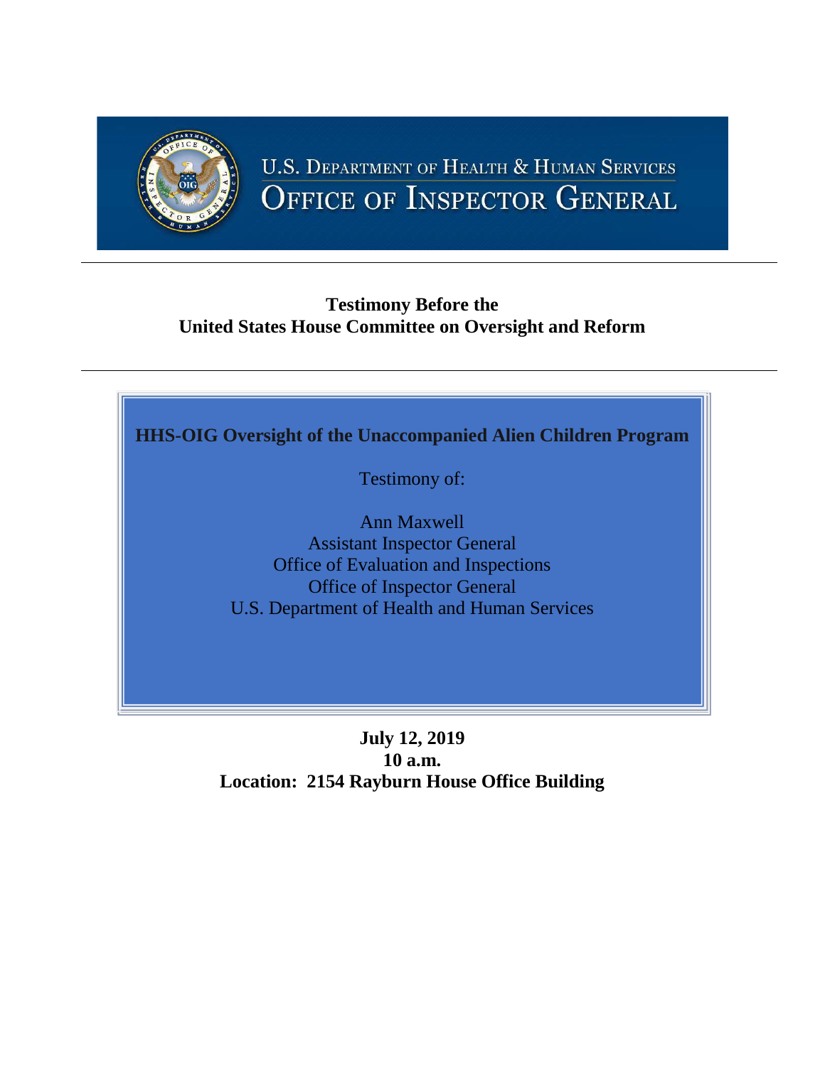U.S. Department of Health & Human Services

Office of Inspector General

**Testimony Before the**
**United States House Committee on Oversight and Reform**

## HHS-OIG Oversight of the Unaccompanied Alien Children Program

Testimony of:

Ann Maxwell
Assistant Inspector General
Office of Evaluation and Inspections
Office of Inspector General
U.S. Department of Health and Human Services

**July 12, 2019**
**10 a.m.**
**Location: 2154 Rayburn House Office Building**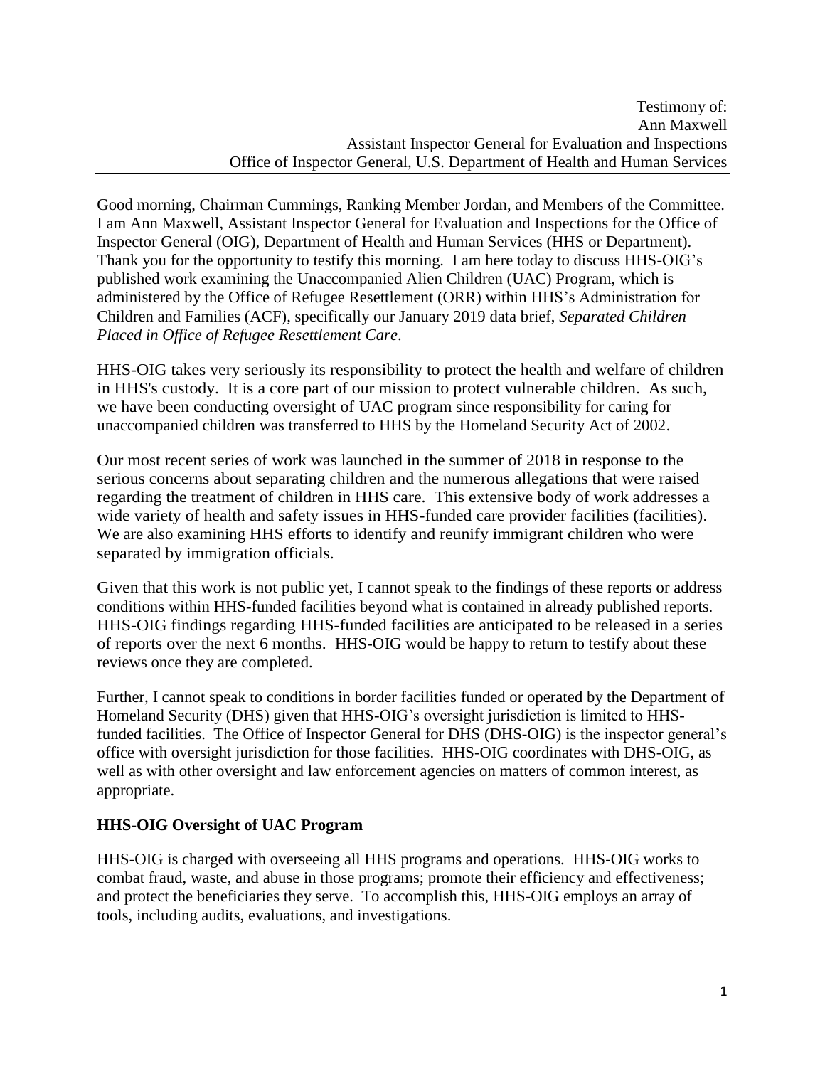Testimony of:
Ann Maxwell
Assistant Inspector General for Evaluation and Inspections
Office of Inspector General, U.S. Department of Health and Human Services

Good morning, Chairman Cummings, Ranking Member Jordan, and Members of the Committee. I am Ann Maxwell, Assistant Inspector General for Evaluation and Inspections for the Office of Inspector General (OIG), Department of Health and Human Services (HHS or Department). Thank you for the opportunity to testify this morning. I am here today to discuss HHS-OIG's published work examining the Unaccompanied Alien Children (UAC) Program, which is administered by the Office of Refugee Resettlement (ORR) within HHS's Administration for Children and Families (ACF), specifically our January 2019 data brief, *Separated Children Placed in Office of Refugee Resettlement Care*.

HHS-OIG takes very seriously its responsibility to protect the health and welfare of children in HHS's custody. It is a core part of our mission to protect vulnerable children. As such, we have been conducting oversight of UAC program since responsibility for caring for unaccompanied children was transferred to HHS by the Homeland Security Act of 2002.

Our most recent series of work was launched in the summer of 2018 in response to the serious concerns about separating children and the numerous allegations that were raised regarding the treatment of children in HHS care. This extensive body of work addresses a wide variety of health and safety issues in HHS-funded care provider facilities (facilities). We are also examining HHS efforts to identify and reunify immigrant children who were separated by immigration officials.

Given that this work is not public yet, I cannot speak to the findings of these reports or address conditions within HHS-funded facilities beyond what is contained in already published reports. HHS-OIG findings regarding HHS-funded facilities are anticipated to be released in a series of reports over the next 6 months. HHS-OIG would be happy to return to testify about these reviews once they are completed.

Further, I cannot speak to conditions in border facilities funded or operated by the Department of Homeland Security (DHS) given that HHS-OIG's oversight jurisdiction is limited to HHS-funded facilities. The Office of Inspector General for DHS (DHS-OIG) is the inspector general's office with oversight jurisdiction for those facilities. HHS-OIG coordinates with DHS-OIG, as well as with other oversight and law enforcement agencies on matters of common interest, as appropriate.

## HHS-OIG Oversight of UAC Program

HHS-OIG is charged with overseeing all HHS programs and operations. HHS-OIG works to combat fraud, waste, and abuse in those programs; promote their efficiency and effectiveness; and protect the beneficiaries they serve. To accomplish this, HHS-OIG employs an array of tools, including audits, evaluations, and investigations.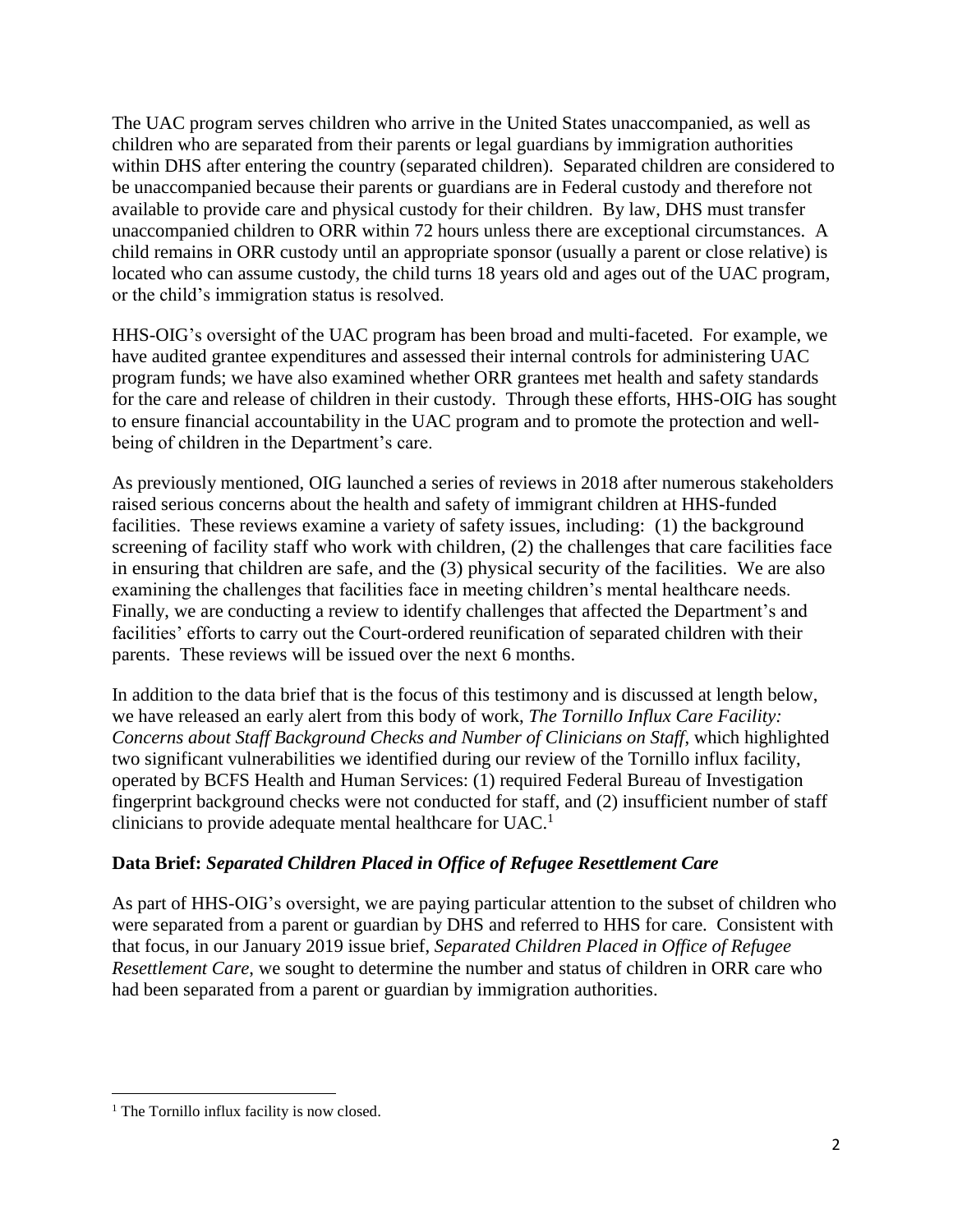The UAC program serves children who arrive in the United States unaccompanied, as well as children who are separated from their parents or legal guardians by immigration authorities within DHS after entering the country (separated children). Separated children are considered to be unaccompanied because their parents or guardians are in Federal custody and therefore not available to provide care and physical custody for their children. By law, DHS must transfer unaccompanied children to ORR within 72 hours unless there are exceptional circumstances. A child remains in ORR custody until an appropriate sponsor (usually a parent or close relative) is located who can assume custody, the child turns 18 years old and ages out of the UAC program, or the child's immigration status is resolved.

HHS-OIG's oversight of the UAC program has been broad and multi-faceted. For example, we have audited grantee expenditures and assessed their internal controls for administering UAC program funds; we have also examined whether ORR grantees met health and safety standards for the care and release of children in their custody. Through these efforts, HHS-OIG has sought to ensure financial accountability in the UAC program and to promote the protection and well-being of children in the Department's care.

As previously mentioned, OIG launched a series of reviews in 2018 after numerous stakeholders raised serious concerns about the health and safety of immigrant children at HHS-funded facilities. These reviews examine a variety of safety issues, including: (1) the background screening of facility staff who work with children, (2) the challenges that care facilities face in ensuring that children are safe, and the (3) physical security of the facilities. We are also examining the challenges that facilities face in meeting children's mental healthcare needs. Finally, we are conducting a review to identify challenges that affected the Department's and facilities' efforts to carry out the Court-ordered reunification of separated children with their parents. These reviews will be issued over the next 6 months.

In addition to the data brief that is the focus of this testimony and is discussed at length below, we have released an early alert from this body of work, *The Tornillo Influx Care Facility: Concerns about Staff Background Checks and Number of Clinicians on Staff*, which highlighted two significant vulnerabilities we identified during our review of the Tornillo influx facility, operated by BCFS Health and Human Services: (1) required Federal Bureau of Investigation fingerprint background checks were not conducted for staff, and (2) insufficient number of staff clinicians to provide adequate mental healthcare for UAC.[1]

## Data Brief: *Separated Children Placed in Office of Refugee Resettlement Care*

As part of HHS-OIG's oversight, we are paying particular attention to the subset of children who were separated from a parent or guardian by DHS and referred to HHS for care. Consistent with that focus, in our January 2019 issue brief, *Separated Children Placed in Office of Refugee Resettlement Care*, we sought to determine the number and status of children in ORR care who had been separated from a parent or guardian by immigration authorities.

[1] The Tornillo influx facility is now closed.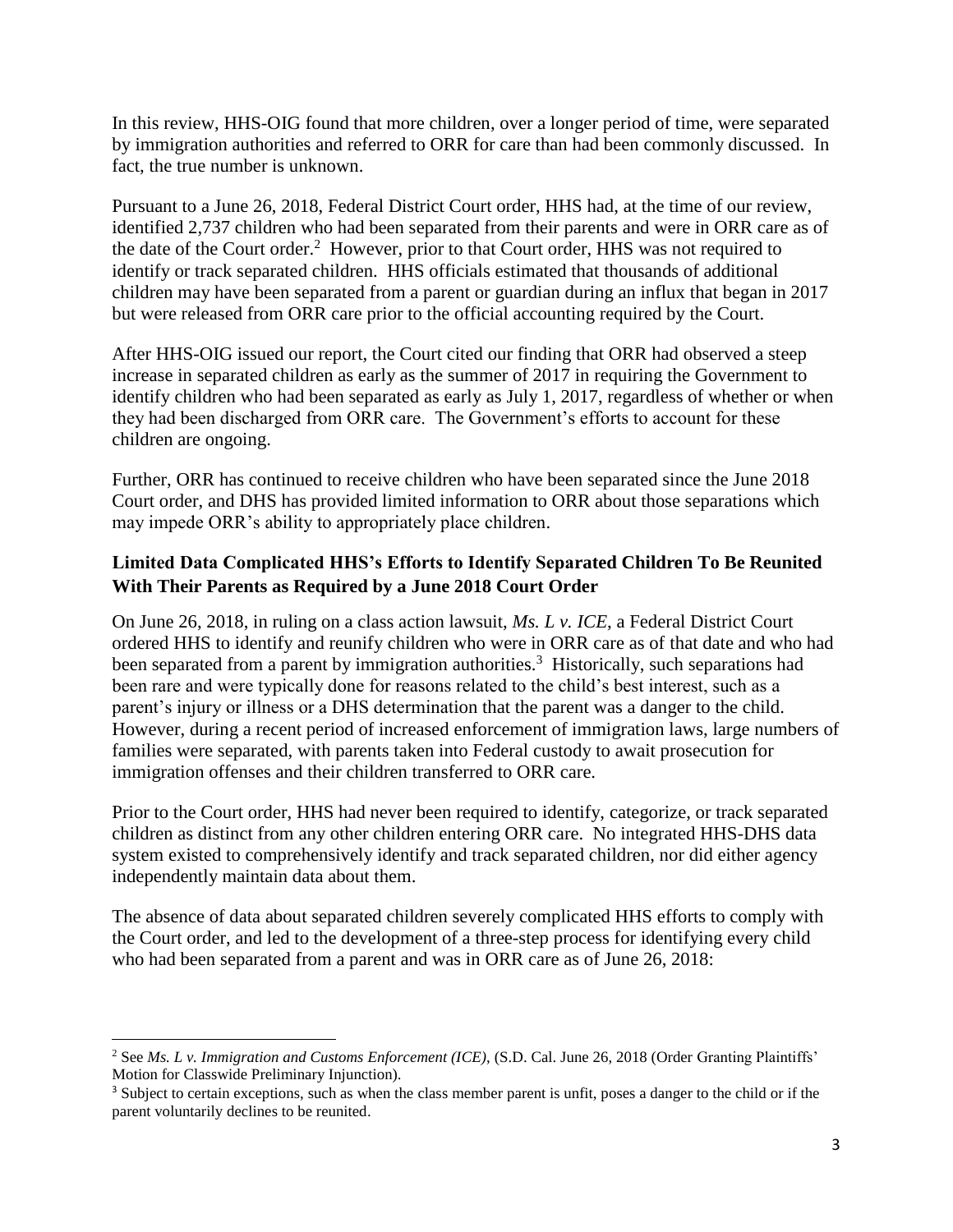In this review, HHS-OIG found that more children, over a longer period of time, were separated by immigration authorities and referred to ORR for care than had been commonly discussed. In fact, the true number is unknown.

Pursuant to a June 26, 2018, Federal District Court order, HHS had, at the time of our review, identified 2,737 children who had been separated from their parents and were in ORR care as of the date of the Court order.[2] However, prior to that Court order, HHS was not required to identify or track separated children. HHS officials estimated that thousands of additional children may have been separated from a parent or guardian during an influx that began in 2017 but were released from ORR care prior to the official accounting required by the Court.

After HHS-OIG issued our report, the Court cited our finding that ORR had observed a steep increase in separated children as early as the summer of 2017 in requiring the Government to identify children who had been separated as early as July 1, 2017, regardless of whether or when they had been discharged from ORR care. The Government's efforts to account for these children are ongoing.

Further, ORR has continued to receive children who have been separated since the June 2018 Court order, and DHS has provided limited information to ORR about those separations which may impede ORR's ability to appropriately place children.

### Limited Data Complicated HHS's Efforts to Identify Separated Children To Be Reunited With Their Parents as Required by a June 2018 Court Order

On June 26, 2018, in ruling on a class action lawsuit, *Ms. L v. ICE*, a Federal District Court ordered HHS to identify and reunify children who were in ORR care as of that date and who had been separated from a parent by immigration authorities.[3] Historically, such separations had been rare and were typically done for reasons related to the child's best interest, such as a parent's injury or illness or a DHS determination that the parent was a danger to the child. However, during a recent period of increased enforcement of immigration laws, large numbers of families were separated, with parents taken into Federal custody to await prosecution for immigration offenses and their children transferred to ORR care.

Prior to the Court order, HHS had never been required to identify, categorize, or track separated children as distinct from any other children entering ORR care. No integrated HHS-DHS data system existed to comprehensively identify and track separated children, nor did either agency independently maintain data about them.

The absence of data about separated children severely complicated HHS efforts to comply with the Court order, and led to the development of a three-step process for identifying every child who had been separated from a parent and was in ORR care as of June 26, 2018:

---

[2] See *Ms. L v. Immigration and Customs Enforcement (ICE)*, (S.D. Cal. June 26, 2018 (Order Granting Plaintiffs' Motion for Classwide Preliminary Injunction).

[3] Subject to certain exceptions, such as when the class member parent is unfit, poses a danger to the child or if the parent voluntarily declines to be reunited.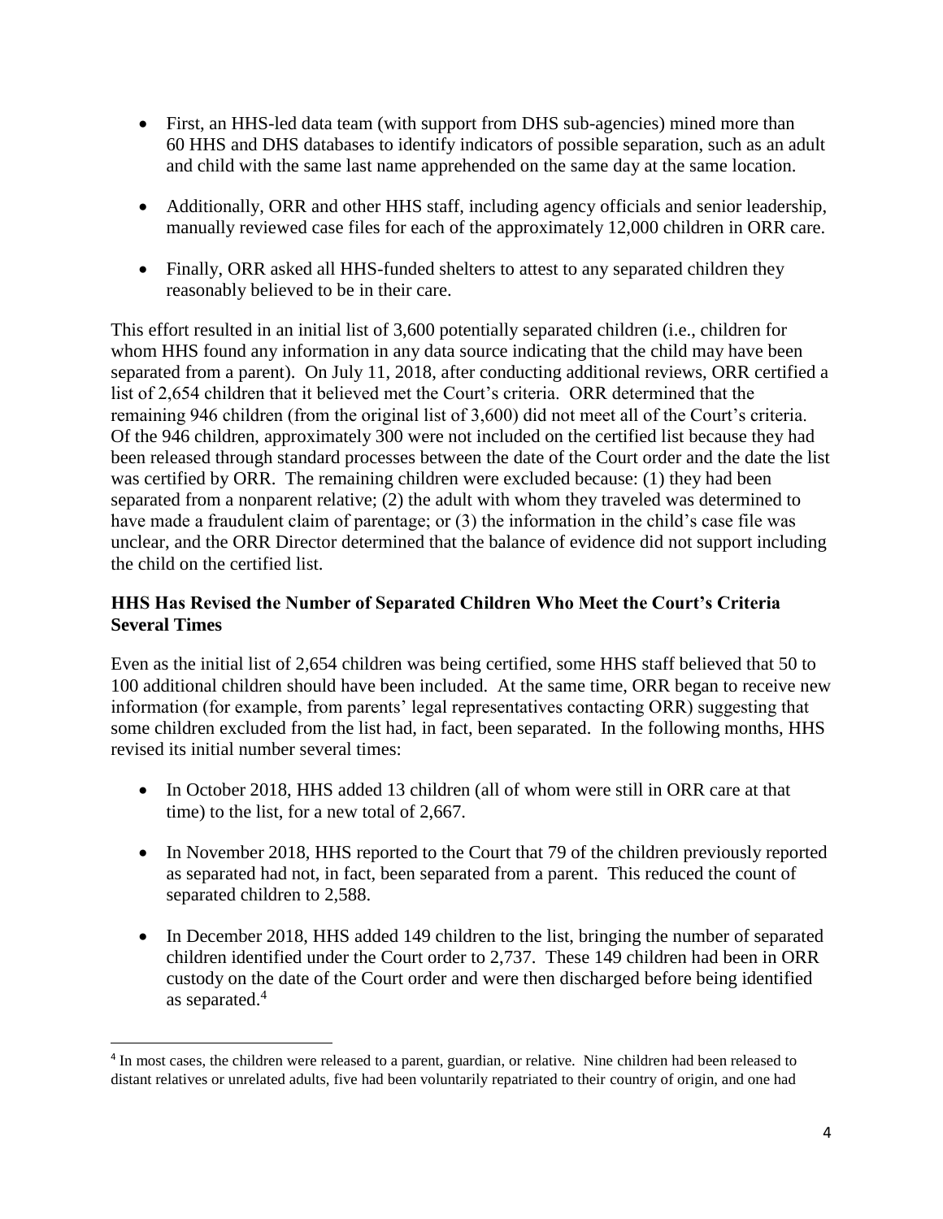- First, an HHS-led data team (with support from DHS sub-agencies) mined more than 60 HHS and DHS databases to identify indicators of possible separation, such as an adult and child with the same last name apprehended on the same day at the same location.
- Additionally, ORR and other HHS staff, including agency officials and senior leadership, manually reviewed case files for each of the approximately 12,000 children in ORR care.
- Finally, ORR asked all HHS-funded shelters to attest to any separated children they reasonably believed to be in their care.

This effort resulted in an initial list of 3,600 potentially separated children (i.e., children for whom HHS found any information in any data source indicating that the child may have been separated from a parent). On July 11, 2018, after conducting additional reviews, ORR certified a list of 2,654 children that it believed met the Court's criteria. ORR determined that the remaining 946 children (from the original list of 3,600) did not meet all of the Court's criteria. Of the 946 children, approximately 300 were not included on the certified list because they had been released through standard processes between the date of the Court order and the date the list was certified by ORR. The remaining children were excluded because: (1) they had been separated from a nonparent relative; (2) the adult with whom they traveled was determined to have made a fraudulent claim of parentage; or (3) the information in the child's case file was unclear, and the ORR Director determined that the balance of evidence did not support including the child on the certified list.

### HHS Has Revised the Number of Separated Children Who Meet the Court's Criteria Several Times

Even as the initial list of 2,654 children was being certified, some HHS staff believed that 50 to 100 additional children should have been included. At the same time, ORR began to receive new information (for example, from parents' legal representatives contacting ORR) suggesting that some children excluded from the list had, in fact, been separated. In the following months, HHS revised its initial number several times:

- In October 2018, HHS added 13 children (all of whom were still in ORR care at that time) to the list, for a new total of 2,667.
- In November 2018, HHS reported to the Court that 79 of the children previously reported as separated had not, in fact, been separated from a parent. This reduced the count of separated children to 2,588.
- In December 2018, HHS added 149 children to the list, bringing the number of separated children identified under the Court order to 2,737. These 149 children had been in ORR custody on the date of the Court order and were then discharged before being identified as separated.[4]

[4] In most cases, the children were released to a parent, guardian, or relative. Nine children had been released to distant relatives or unrelated adults, five had been voluntarily repatriated to their country of origin, and one had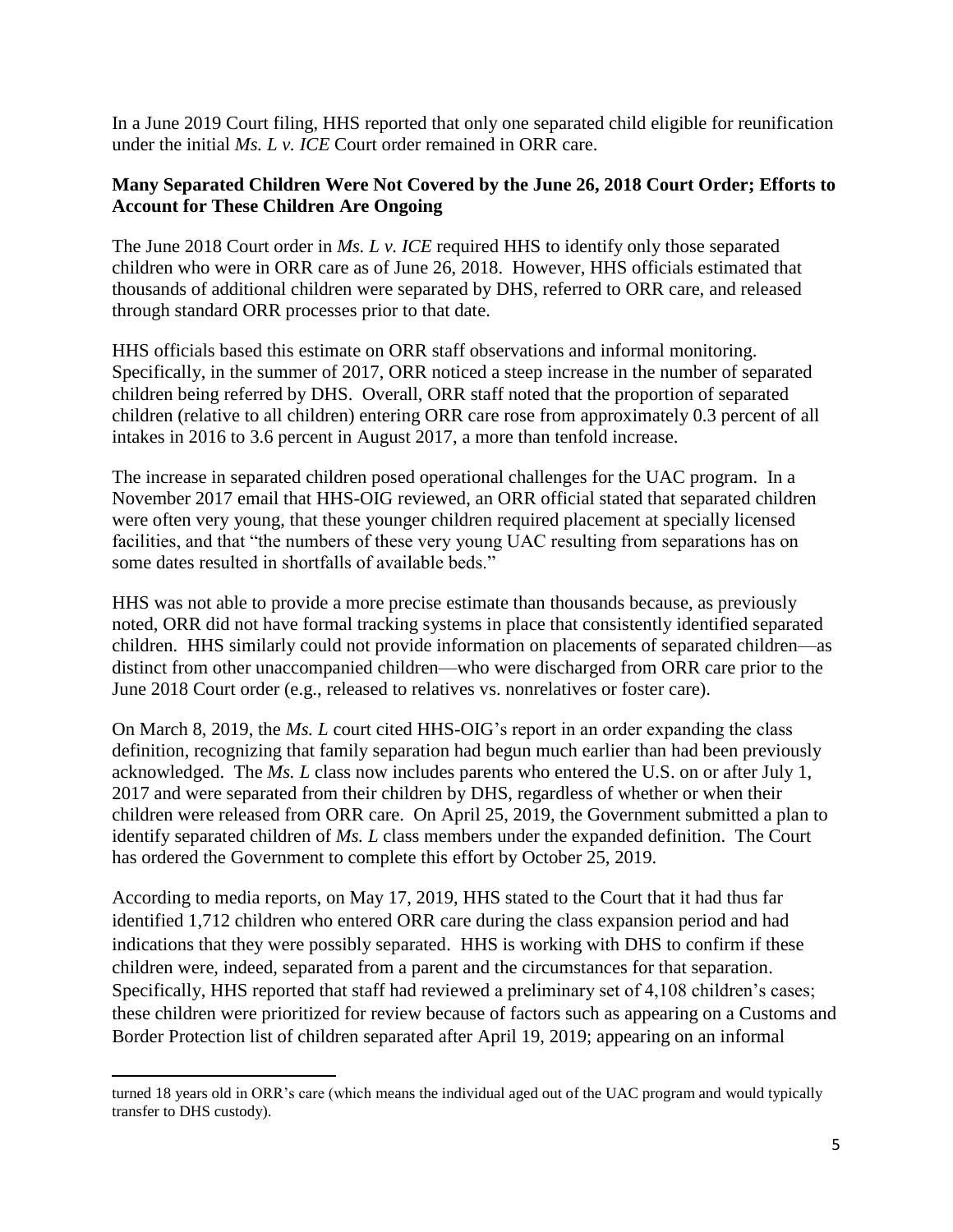In a June 2019 Court filing, HHS reported that only one separated child eligible for reunification under the initial *Ms. L v. ICE* Court order remained in ORR care.

**Many Separated Children Were Not Covered by the June 26, 2018 Court Order; Efforts to Account for These Children Are Ongoing**

The June 2018 Court order in *Ms. L v. ICE* required HHS to identify only those separated children who were in ORR care as of June 26, 2018. However, HHS officials estimated that thousands of additional children were separated by DHS, referred to ORR care, and released through standard ORR processes prior to that date.

HHS officials based this estimate on ORR staff observations and informal monitoring. Specifically, in the summer of 2017, ORR noticed a steep increase in the number of separated children being referred by DHS. Overall, ORR staff noted that the proportion of separated children (relative to all children) entering ORR care rose from approximately 0.3 percent of all intakes in 2016 to 3.6 percent in August 2017, a more than tenfold increase.

The increase in separated children posed operational challenges for the UAC program. In a November 2017 email that HHS-OIG reviewed, an ORR official stated that separated children were often very young, that these younger children required placement at specially licensed facilities, and that "the numbers of these very young UAC resulting from separations has on some dates resulted in shortfalls of available beds."

HHS was not able to provide a more precise estimate than thousands because, as previously noted, ORR did not have formal tracking systems in place that consistently identified separated children. HHS similarly could not provide information on placements of separated children—as distinct from other unaccompanied children—who were discharged from ORR care prior to the June 2018 Court order (e.g., released to relatives vs. nonrelatives or foster care).

On March 8, 2019, the *Ms. L* court cited HHS-OIG's report in an order expanding the class definition, recognizing that family separation had begun much earlier than had been previously acknowledged. The *Ms. L* class now includes parents who entered the U.S. on or after July 1, 2017 and were separated from their children by DHS, regardless of whether or when their children were released from ORR care. On April 25, 2019, the Government submitted a plan to identify separated children of *Ms. L* class members under the expanded definition. The Court has ordered the Government to complete this effort by October 25, 2019.

According to media reports, on May 17, 2019, HHS stated to the Court that it had thus far identified 1,712 children who entered ORR care during the class expansion period and had indications that they were possibly separated. HHS is working with DHS to confirm if these children were, indeed, separated from a parent and the circumstances for that separation. Specifically, HHS reported that staff had reviewed a preliminary set of 4,108 children's cases; these children were prioritized for review because of factors such as appearing on a Customs and Border Protection list of children separated after April 19, 2019; appearing on an informal

turned 18 years old in ORR's care (which means the individual aged out of the UAC program and would typically transfer to DHS custody).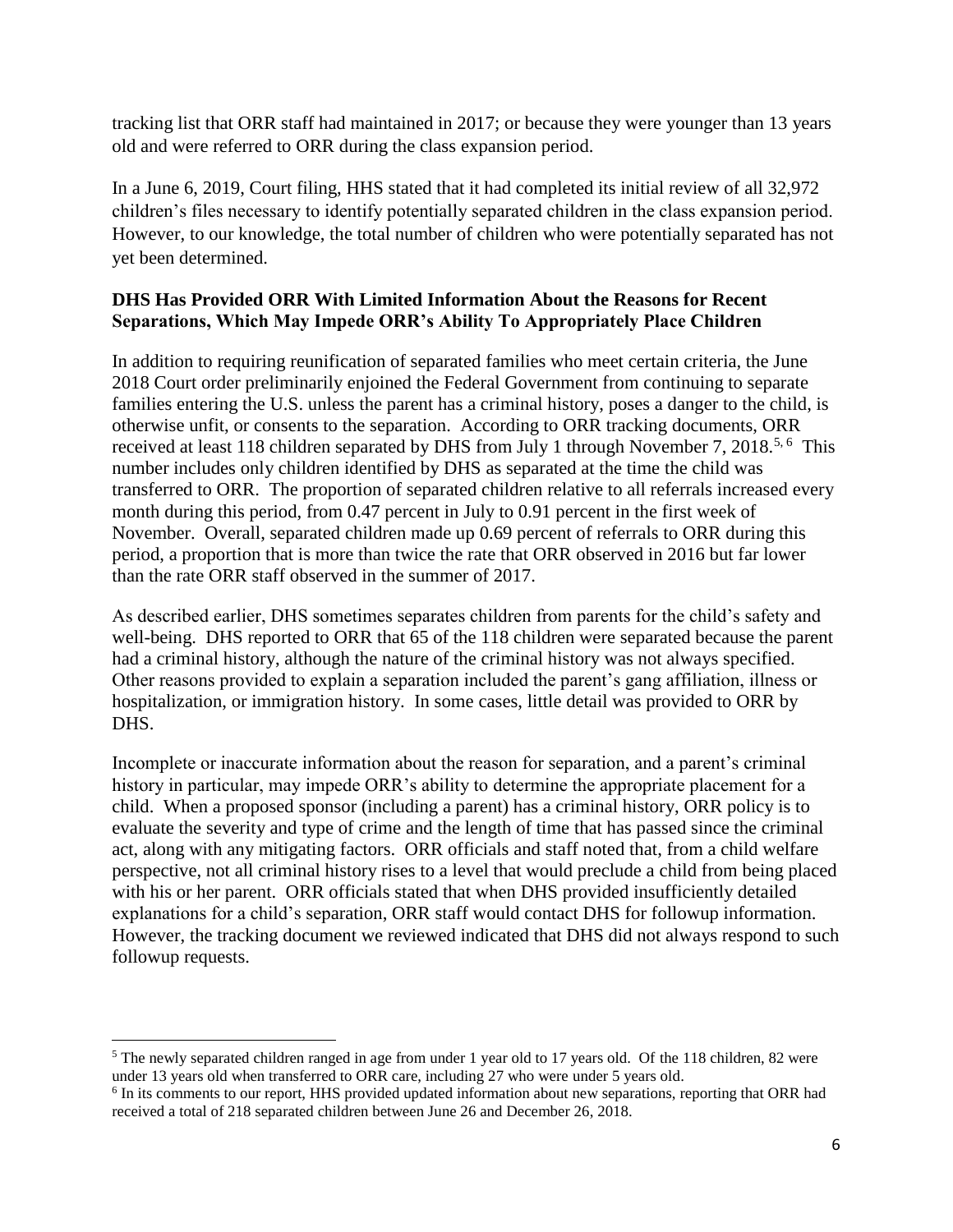tracking list that ORR staff had maintained in 2017; or because they were younger than 13 years old and were referred to ORR during the class expansion period.

In a June 6, 2019, Court filing, HHS stated that it had completed its initial review of all 32,972 children's files necessary to identify potentially separated children in the class expansion period. However, to our knowledge, the total number of children who were potentially separated has not yet been determined.

**DHS Has Provided ORR With Limited Information About the Reasons for Recent Separations, Which May Impede ORR's Ability To Appropriately Place Children**

In addition to requiring reunification of separated families who meet certain criteria, the June 2018 Court order preliminarily enjoined the Federal Government from continuing to separate families entering the U.S. unless the parent has a criminal history, poses a danger to the child, is otherwise unfit, or consents to the separation. According to ORR tracking documents, ORR received at least 118 children separated by DHS from July 1 through November 7, 2018.[5, 6] This number includes only children identified by DHS as separated at the time the child was transferred to ORR. The proportion of separated children relative to all referrals increased every month during this period, from 0.47 percent in July to 0.91 percent in the first week of November. Overall, separated children made up 0.69 percent of referrals to ORR during this period, a proportion that is more than twice the rate that ORR observed in 2016 but far lower than the rate ORR staff observed in the summer of 2017.

As described earlier, DHS sometimes separates children from parents for the child's safety and well-being. DHS reported to ORR that 65 of the 118 children were separated because the parent had a criminal history, although the nature of the criminal history was not always specified. Other reasons provided to explain a separation included the parent's gang affiliation, illness or hospitalization, or immigration history. In some cases, little detail was provided to ORR by DHS.

Incomplete or inaccurate information about the reason for separation, and a parent's criminal history in particular, may impede ORR's ability to determine the appropriate placement for a child. When a proposed sponsor (including a parent) has a criminal history, ORR policy is to evaluate the severity and type of crime and the length of time that has passed since the criminal act, along with any mitigating factors. ORR officials and staff noted that, from a child welfare perspective, not all criminal history rises to a level that would preclude a child from being placed with his or her parent. ORR officials stated that when DHS provided insufficiently detailed explanations for a child's separation, ORR staff would contact DHS for followup information. However, the tracking document we reviewed indicated that DHS did not always respond to such followup requests.

---

[5] The newly separated children ranged in age from under 1 year old to 17 years old. Of the 118 children, 82 were under 13 years old when transferred to ORR care, including 27 who were under 5 years old.

[6] In its comments to our report, HHS provided updated information about new separations, reporting that ORR had received a total of 218 separated children between June 26 and December 26, 2018.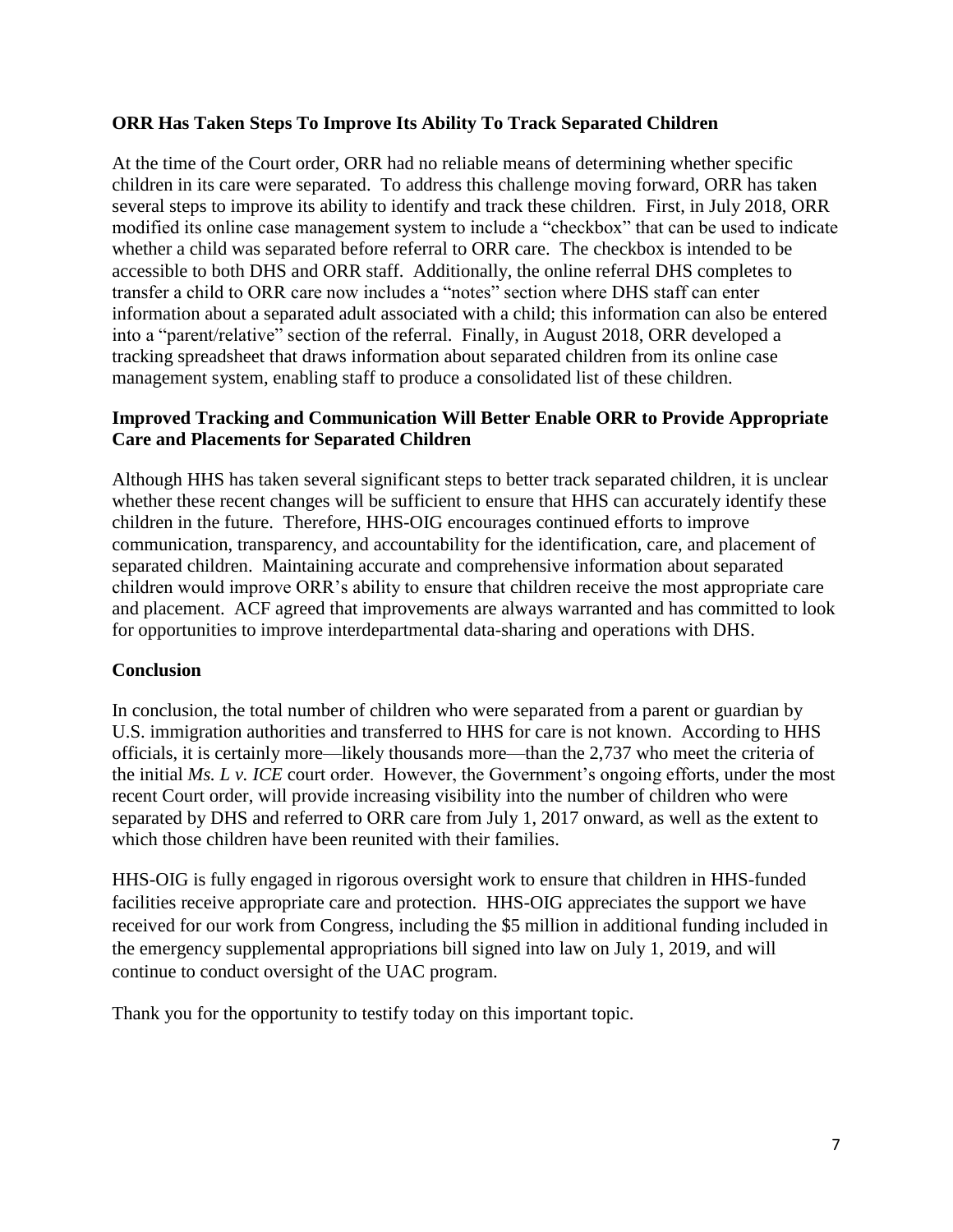**ORR Has Taken Steps To Improve Its Ability To Track Separated Children**

At the time of the Court order, ORR had no reliable means of determining whether specific children in its care were separated. To address this challenge moving forward, ORR has taken several steps to improve its ability to identify and track these children. First, in July 2018, ORR modified its online case management system to include a "checkbox" that can be used to indicate whether a child was separated before referral to ORR care. The checkbox is intended to be accessible to both DHS and ORR staff. Additionally, the online referral DHS completes to transfer a child to ORR care now includes a "notes" section where DHS staff can enter information about a separated adult associated with a child; this information can also be entered into a "parent/relative" section of the referral. Finally, in August 2018, ORR developed a tracking spreadsheet that draws information about separated children from its online case management system, enabling staff to produce a consolidated list of these children.

**Improved Tracking and Communication Will Better Enable ORR to Provide Appropriate Care and Placements for Separated Children**

Although HHS has taken several significant steps to better track separated children, it is unclear whether these recent changes will be sufficient to ensure that HHS can accurately identify these children in the future. Therefore, HHS-OIG encourages continued efforts to improve communication, transparency, and accountability for the identification, care, and placement of separated children. Maintaining accurate and comprehensive information about separated children would improve ORR's ability to ensure that children receive the most appropriate care and placement. ACF agreed that improvements are always warranted and has committed to look for opportunities to improve interdepartmental data-sharing and operations with DHS.

**Conclusion**

In conclusion, the total number of children who were separated from a parent or guardian by U.S. immigration authorities and transferred to HHS for care is not known. According to HHS officials, it is certainly more—likely thousands more—than the 2,737 who meet the criteria of the initial *Ms. L v. ICE* court order. However, the Government's ongoing efforts, under the most recent Court order, will provide increasing visibility into the number of children who were separated by DHS and referred to ORR care from July 1, 2017 onward, as well as the extent to which those children have been reunited with their families.

HHS-OIG is fully engaged in rigorous oversight work to ensure that children in HHS-funded facilities receive appropriate care and protection. HHS-OIG appreciates the support we have received for our work from Congress, including the $5 million in additional funding included in the emergency supplemental appropriations bill signed into law on July 1, 2019, and will continue to conduct oversight of the UAC program.

Thank you for the opportunity to testify today on this important topic.